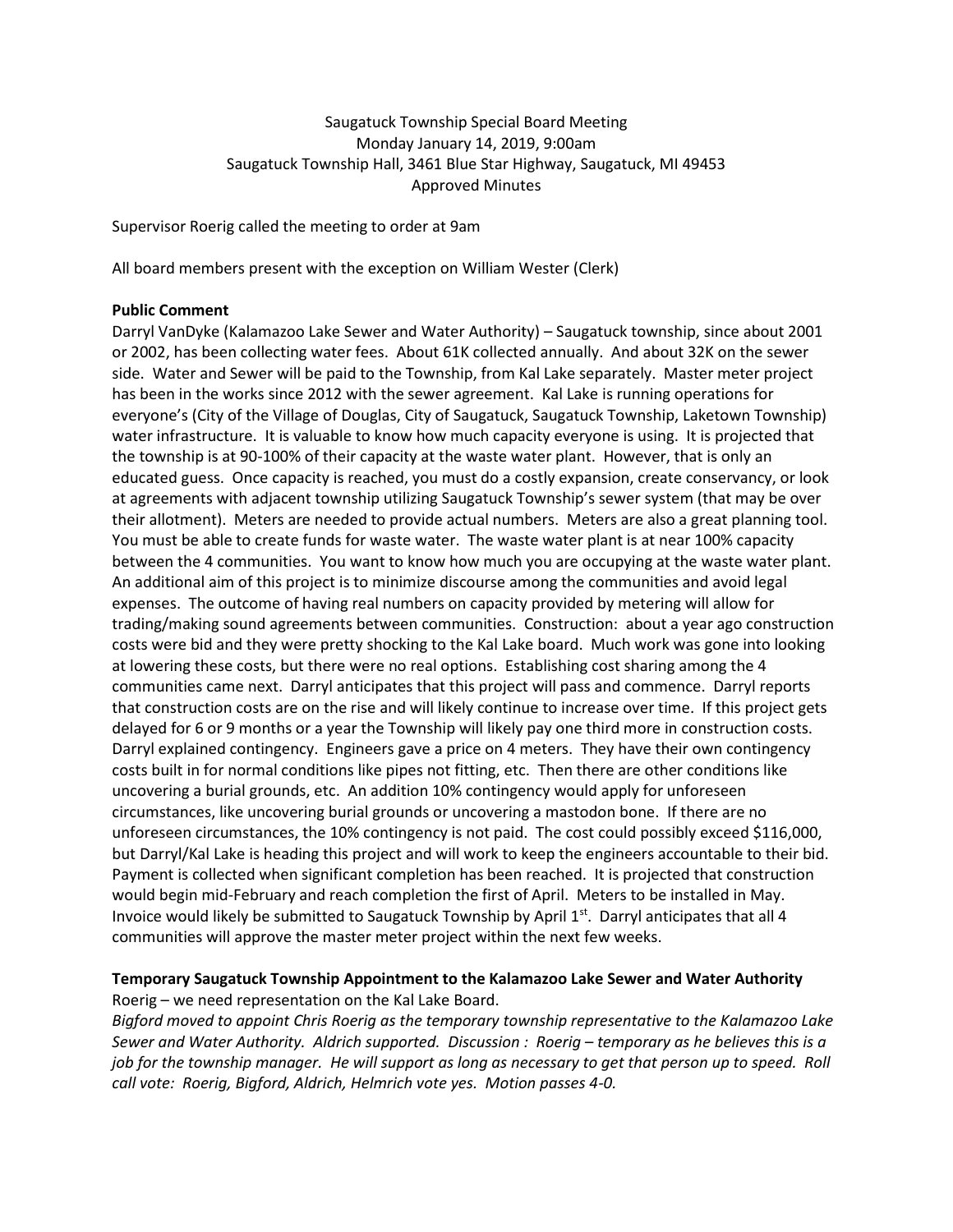Saugatuck Township Special Board Meeting
Monday January 14, 2019, 9:00am
Saugatuck Township Hall, 3461 Blue Star Highway, Saugatuck, MI 49453
Approved Minutes

Supervisor Roerig called the meeting to order at 9am

All board members present with the exception on William Wester (Clerk)

**Public Comment**

Darryl VanDyke (Kalamazoo Lake Sewer and Water Authority) – Saugatuck township, since about 2001 or 2002, has been collecting water fees. About 61K collected annually. And about 32K on the sewer side. Water and Sewer will be paid to the Township, from Kal Lake separately. Master meter project has been in the works since 2012 with the sewer agreement. Kal Lake is running operations for everyone's (City of the Village of Douglas, City of Saugatuck, Saugatuck Township, Laketown Township) water infrastructure. It is valuable to know how much capacity everyone is using. It is projected that the township is at 90-100% of their capacity at the waste water plant. However, that is only an educated guess. Once capacity is reached, you must do a costly expansion, create conservancy, or look at agreements with adjacent township utilizing Saugatuck Township's sewer system (that may be over their allotment). Meters are needed to provide actual numbers. Meters are also a great planning tool. You must be able to create funds for waste water. The waste water plant is at near 100% capacity between the 4 communities. You want to know how much you are occupying at the waste water plant. An additional aim of this project is to minimize discourse among the communities and avoid legal expenses. The outcome of having real numbers on capacity provided by metering will allow for trading/making sound agreements between communities. Construction: about a year ago construction costs were bid and they were pretty shocking to the Kal Lake board. Much work was gone into looking at lowering these costs, but there were no real options. Establishing cost sharing among the 4 communities came next. Darryl anticipates that this project will pass and commence. Darryl reports that construction costs are on the rise and will likely continue to increase over time. If this project gets delayed for 6 or 9 months or a year the Township will likely pay one third more in construction costs. Darryl explained contingency. Engineers gave a price on 4 meters. They have their own contingency costs built in for normal conditions like pipes not fitting, etc. Then there are other conditions like uncovering a burial grounds, etc. An addition 10% contingency would apply for unforeseen circumstances, like uncovering burial grounds or uncovering a mastodon bone. If there are no unforeseen circumstances, the 10% contingency is not paid. The cost could possibly exceed $116,000, but Darryl/Kal Lake is heading this project and will work to keep the engineers accountable to their bid. Payment is collected when significant completion has been reached. It is projected that construction would begin mid-February and reach completion the first of April. Meters to be installed in May. Invoice would likely be submitted to Saugatuck Township by April 1st. Darryl anticipates that all 4 communities will approve the master meter project within the next few weeks.

**Temporary Saugatuck Township Appointment to the Kalamazoo Lake Sewer and Water Authority**

Roerig – we need representation on the Kal Lake Board.

*Bigford moved to appoint Chris Roerig as the temporary township representative to the Kalamazoo Lake Sewer and Water Authority. Aldrich supported. Discussion : Roerig – temporary as he believes this is a job for the township manager. He will support as long as necessary to get that person up to speed. Roll call vote: Roerig, Bigford, Aldrich, Helmrich vote yes. Motion passes 4-0.*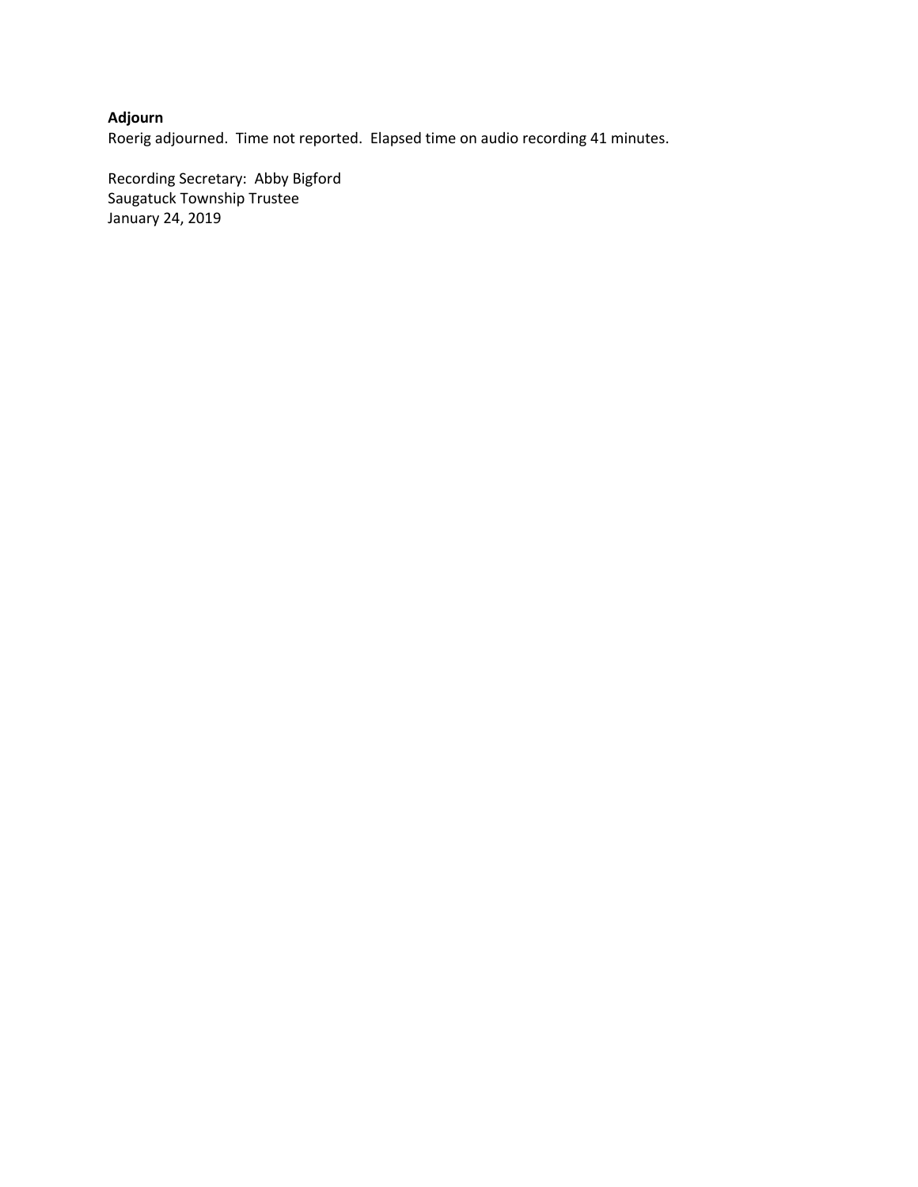**Adjourn**
Roerig adjourned. Time not reported. Elapsed time on audio recording 41 minutes.

Recording Secretary: Abby Bigford
Saugatuck Township Trustee
January 24, 2019